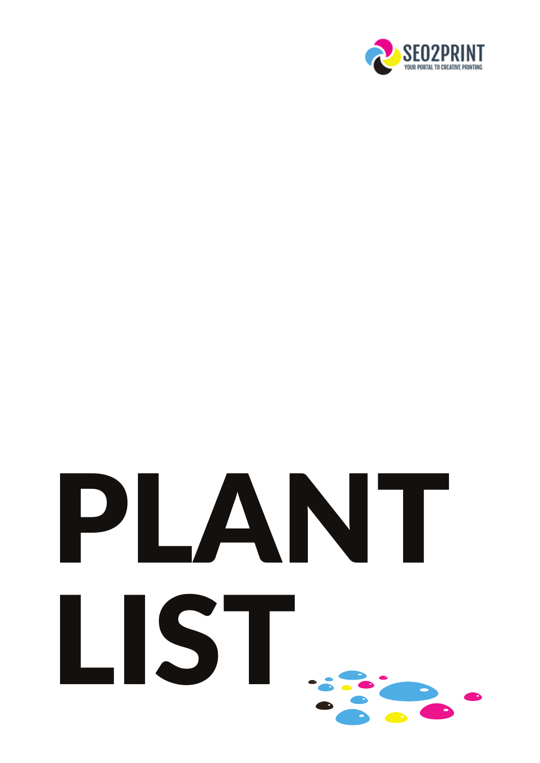SEO2PRINT

YOUR PORTAL TO CREATIVE PRINTING

# PLANT LIST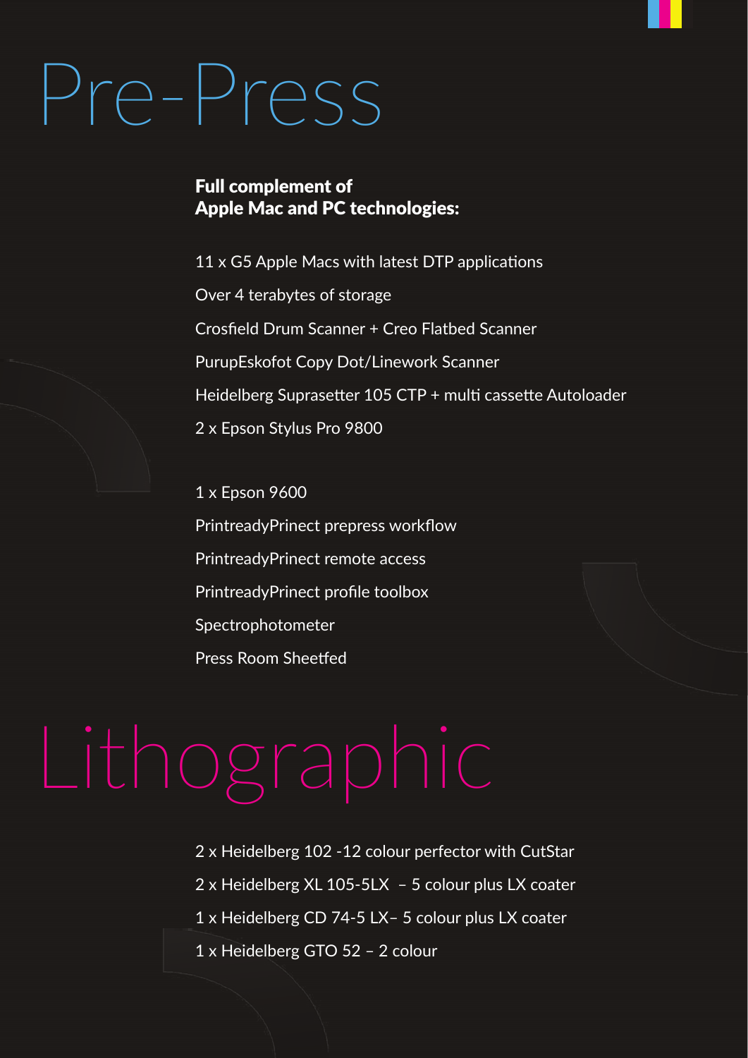# Pre-Press

**Full complement of Apple Mac and PC technologies:**

11 x G5 Apple Macs with latest DTP applications

Over 4 terabytes of storage

Crosfield Drum Scanner + Creo Flatbed Scanner

PurupEskofot Copy Dot/Linework Scanner

Heidelberg Suprasetter 105 CTP + multi cassette Autoloader

2 x Epson Stylus Pro 9800

1 x Epson 9600

PrintreadyPrinect prepress workflow

PrintreadyPrinect remote access

PrintreadyPrinect profile toolbox

Spectrophotometer

Press Room Sheetfed

# Lithographic

2 x Heidelberg 102 -12 colour perfector with CutStar

2 x Heidelberg XL 105-5LX – 5 colour plus LX coater

1 x Heidelberg CD 74-5 LX– 5 colour plus LX coater

1 x Heidelberg GTO 52 – 2 colour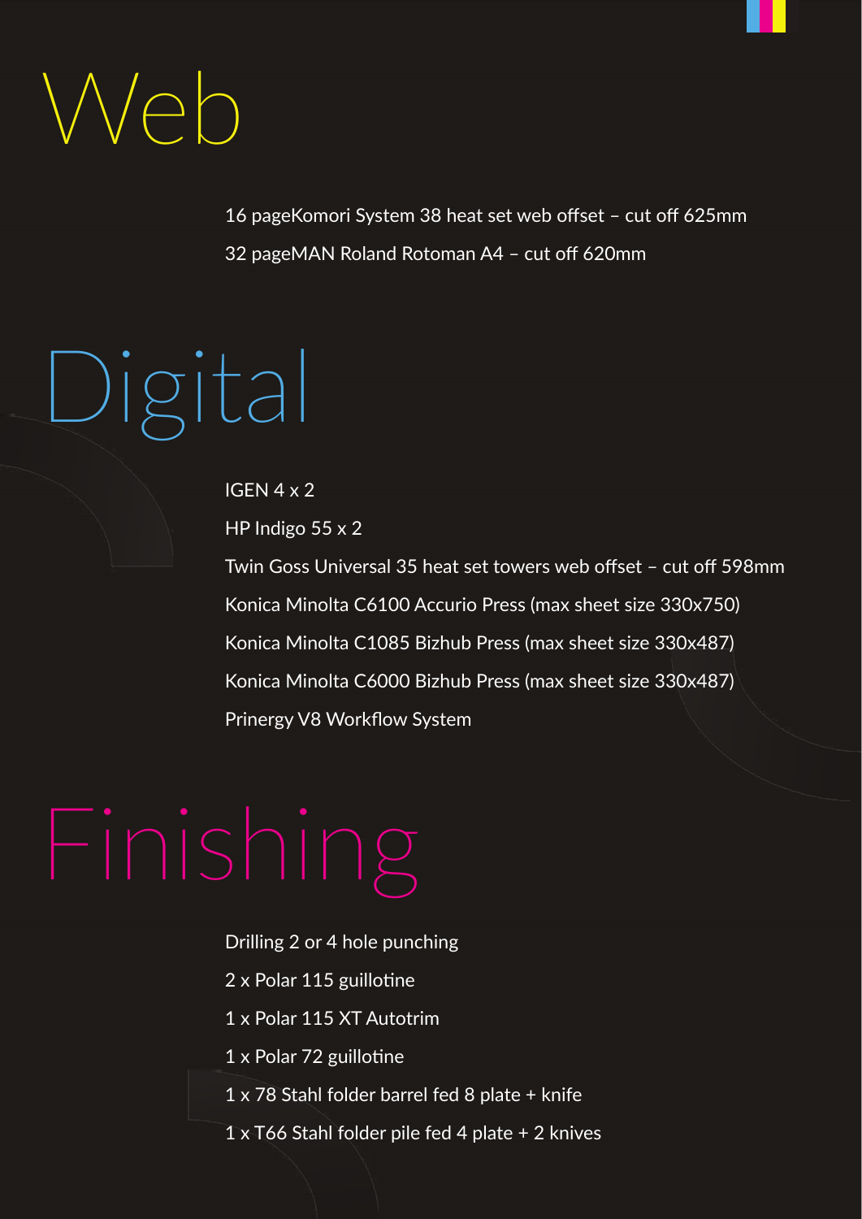# Web

16 pageKomori System 38 heat set web offset – cut off 625mm

32 pageMAN Roland Rotoman A4 – cut off 620mm

# Digital

IGEN 4 x 2

HP Indigo 55 x 2

Twin Goss Universal 35 heat set towers web offset – cut off 598mm

Konica Minolta C6100 Accurio Press (max sheet size 330x750)

Konica Minolta C1085 Bizhub Press (max sheet size 330x487)

Konica Minolta C6000 Bizhub Press (max sheet size 330x487)

Prinergy V8 Workflow System

# Finishing

Drilling 2 or 4 hole punching

2 x Polar 115 guillotine

1 x Polar 115 XT Autotrim

1 x Polar 72 guillotine

1 x 78 Stahl folder barrel fed 8 plate + knife

1 x T66 Stahl folder pile fed 4 plate + 2 knives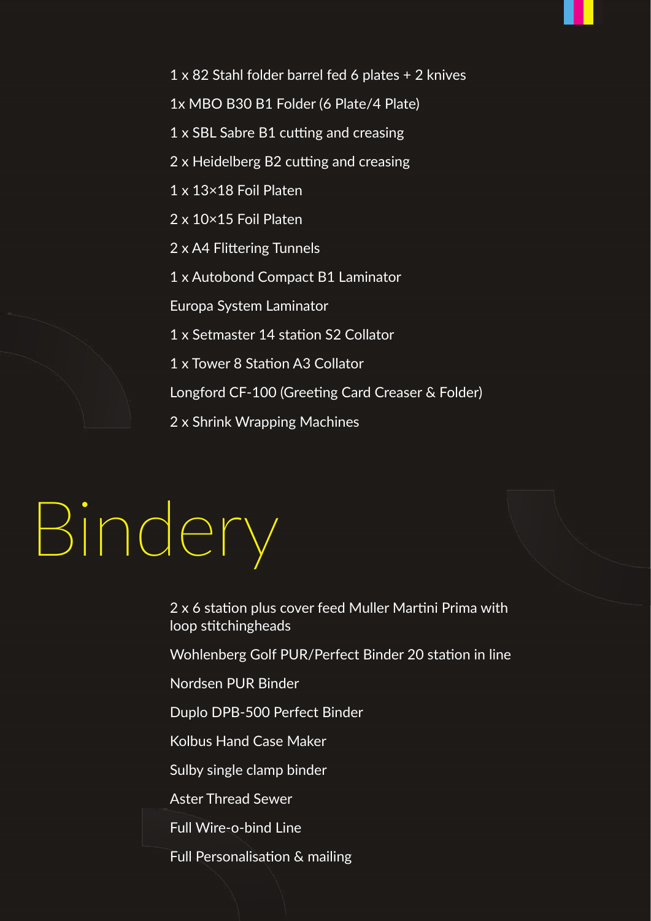1 x 82 Stahl folder barrel fed 6 plates + 2 knives

1x MBO B30 B1 Folder (6 Plate/4 Plate)

1 x SBL Sabre B1 cutting and creasing

2 x Heidelberg B2 cutting and creasing

1 x 13×18 Foil Platen

2 x 10×15 Foil Platen

2 x A4 Flittering Tunnels

1 x Autobond Compact B1 Laminator

Europa System Laminator

1 x Setmaster 14 station S2 Collator

1 x Tower 8 Station A3 Collator

Longford CF-100 (Greeting Card Creaser & Folder)

2 x Shrink Wrapping Machines

# Bindery

2 x 6 station plus cover feed Muller Martini Prima with loop stitchingheads

Wohlenberg Golf PUR/Perfect Binder 20 station in line

Nordsen PUR Binder

Duplo DPB-500 Perfect Binder

Kolbus Hand Case Maker

Sulby single clamp binder

Aster Thread Sewer

Full Wire-o-bind Line

Full Personalisation & mailing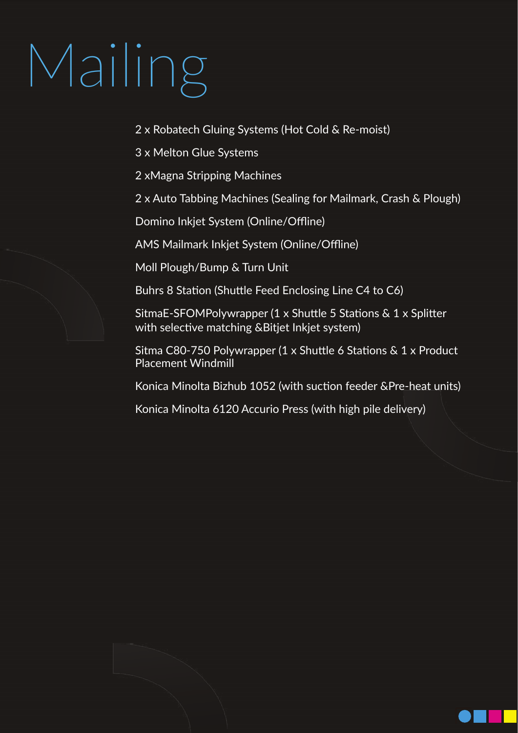# Mailing

2 x Robatech Gluing Systems (Hot Cold & Re-moist)

3 x Melton Glue Systems

2 xMagna Stripping Machines

2 x Auto Tabbing Machines (Sealing for Mailmark, Crash & Plough)

Domino Inkjet System (Online/Offline)

AMS Mailmark Inkjet System (Online/Offline)

Moll Plough/Bump & Turn Unit

Buhrs 8 Station (Shuttle Feed Enclosing Line C4 to C6)

SitmaE-SFOMPolywrapper (1 x Shuttle 5 Stations & 1 x Splitter with selective matching &Bitjet Inkjet system)

Sitma C80-750 Polywrapper (1 x Shuttle 6 Stations & 1 x Product Placement Windmill

Konica Minolta Bizhub 1052 (with suction feeder &Pre-heat units)

Konica Minolta 6120 Accurio Press (with high pile delivery)